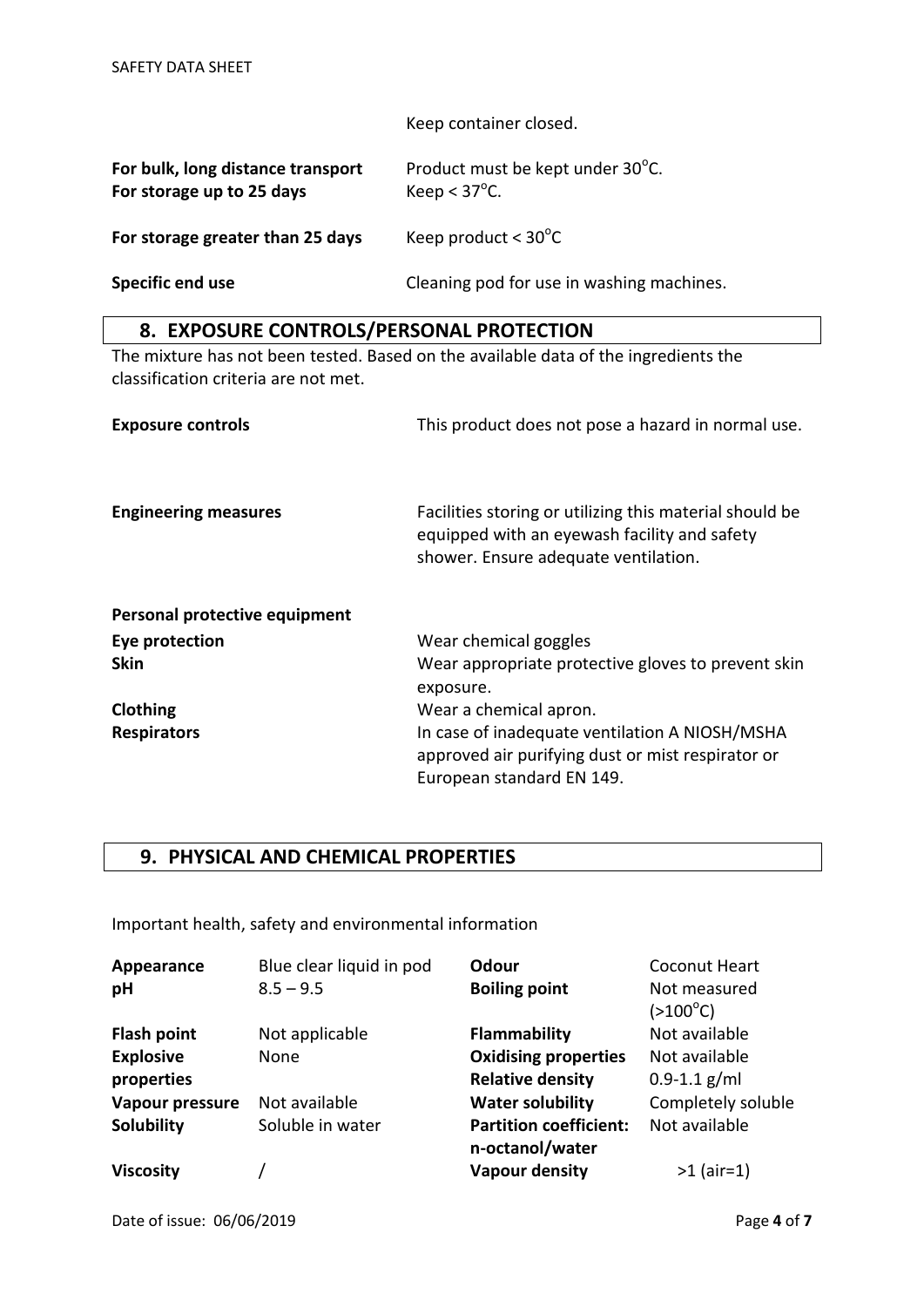Keep container closed.

| | |
|---|---|
| **For bulk, long distance transport** | Product must be kept under 30°C. |
| **For storage up to 25 days** | Keep < 37°C. |
| **For storage greater than 25 days** | Keep product < 30°C |
| **Specific end use** | Cleaning pod for use in washing machines. |

## 8. EXPOSURE CONTROLS/PERSONAL PROTECTION

The mixture has not been tested. Based on the available data of the ingredients the classification criteria are not met.

| | |
|---|---|
| **Exposure controls** | This product does not pose a hazard in normal use. |
| **Engineering measures** | Facilities storing or utilizing this material should be equipped with an eyewash facility and safety shower. Ensure adequate ventilation. |

**Personal protective equipment**

| | |
|---|---|
| **Eye protection** | Wear chemical goggles |
| **Skin** | Wear appropriate protective gloves to prevent skin exposure. |
| **Clothing** | Wear a chemical apron. |
| **Respirators** | In case of inadequate ventilation A NIOSH/MSHA approved air purifying dust or mist respirator or European standard EN 149. |

## 9. PHYSICAL AND CHEMICAL PROPERTIES

Important health, safety and environmental information

| | | | |
|---|---|---|---|
| **Appearance** | Blue clear liquid in pod | **Odour** | Coconut Heart |
| **pH** | 8.5 – 9.5 | **Boiling point** | Not measured (>100°C) |
| **Flash point** | Not applicable | **Flammability** | Not available |
| **Explosive properties** | None | **Oxidising properties** | Not available |
| | | **Relative density** | 0.9-1.1 g/ml |
| **Vapour pressure** | Not available | **Water solubility** | Completely soluble |
| **Solubility** | Soluble in water | **Partition coefficient: n-octanol/water** | Not available |
| **Viscosity** | / | **Vapour density** | >1 (air=1) |

Date of issue: 06/06/2019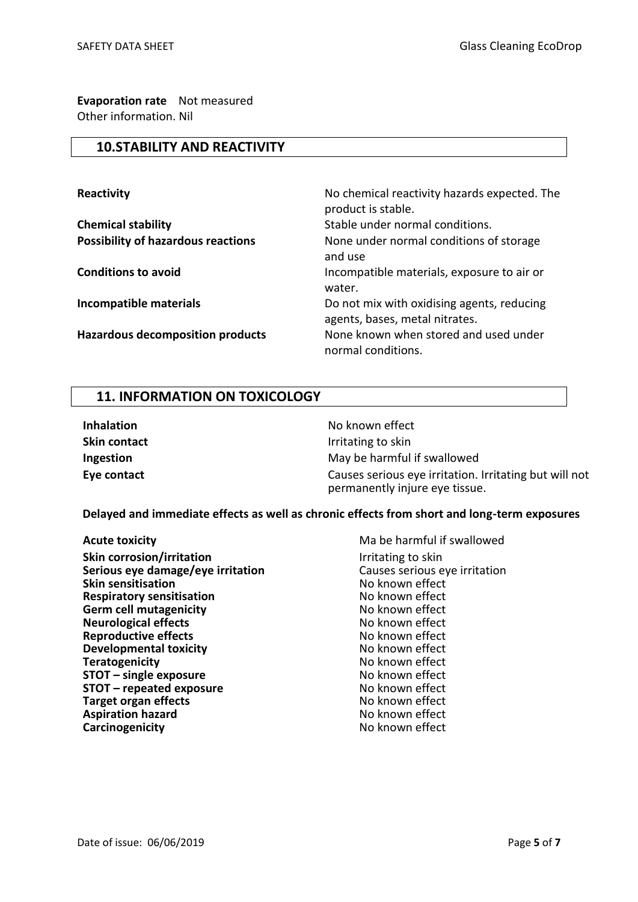**Evaporation rate** Not measured
Other information. Nil

## 10.STABILITY AND REACTIVITY

| | |
|---|---|
| **Reactivity** | No chemical reactivity hazards expected. The product is stable. |
| **Chemical stability** | Stable under normal conditions. |
| **Possibility of hazardous reactions** | None under normal conditions of storage and use |
| **Conditions to avoid** | Incompatible materials, exposure to air or water. |
| **Incompatible materials** | Do not mix with oxidising agents, reducing agents, bases, metal nitrates. |
| **Hazardous decomposition products** | None known when stored and used under normal conditions. |

## 11. INFORMATION ON TOXICOLOGY

| | |
|---|---|
| **Inhalation** | No known effect |
| **Skin contact** | Irritating to skin |
| **Ingestion** | May be harmful if swallowed |
| **Eye contact** | Causes serious eye irritation. Irritating but will not permanently injure eye tissue. |

**Delayed and immediate effects as well as chronic effects from short and long-term exposures**

| | |
|---|---|
| **Acute toxicity** | Ma be harmful if swallowed |
| **Skin corrosion/irritation** | Irritating to skin |
| **Serious eye damage/eye irritation** | Causes serious eye irritation |
| **Skin sensitisation** | No known effect |
| **Respiratory sensitisation** | No known effect |
| **Germ cell mutagenicity** | No known effect |
| **Neurological effects** | No known effect |
| **Reproductive effects** | No known effect |
| **Developmental toxicity** | No known effect |
| **Teratogenicity** | No known effect |
| **STOT – single exposure** | No known effect |
| **STOT – repeated exposure** | No known effect |
| **Target organ effects** | No known effect |
| **Aspiration hazard** | No known effect |
| **Carcinogenicity** | No known effect |

Date of issue: 06/06/2019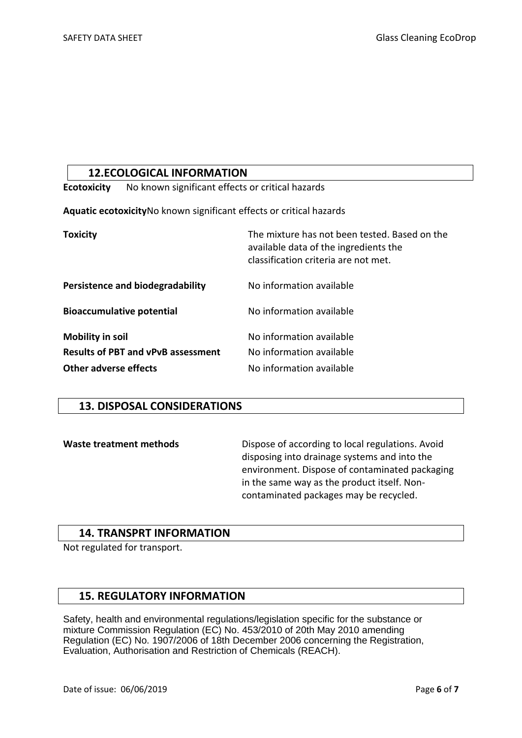## 12.ECOLOGICAL INFORMATION

**Ecotoxicity** No known significant effects or critical hazards

**Aquatic ecotoxicity**No known significant effects or critical hazards

**Toxicity** The mixture has not been tested. Based on the available data of the ingredients the classification criteria are not met.

**Persistence and biodegradability** No information available

**Bioaccumulative potential** No information available

**Mobility in soil** No information available

**Results of PBT and vPvB assessment** No information available

**Other adverse effects** No information available

## 13. DISPOSAL CONSIDERATIONS

**Waste treatment methods** Dispose of according to local regulations. Avoid disposing into drainage systems and into the environment. Dispose of contaminated packaging in the same way as the product itself. Non-contaminated packages may be recycled.

## 14. TRANSPRT INFORMATION

Not regulated for transport.

## 15. REGULATORY INFORMATION

Safety, health and environmental regulations/legislation specific for the substance or mixture Commission Regulation (EC) No. 453/2010 of 20th May 2010 amending Regulation (EC) No. 1907/2006 of 18th December 2006 concerning the Registration, Evaluation, Authorisation and Restriction of Chemicals (REACH).

Date of issue: 06/06/2019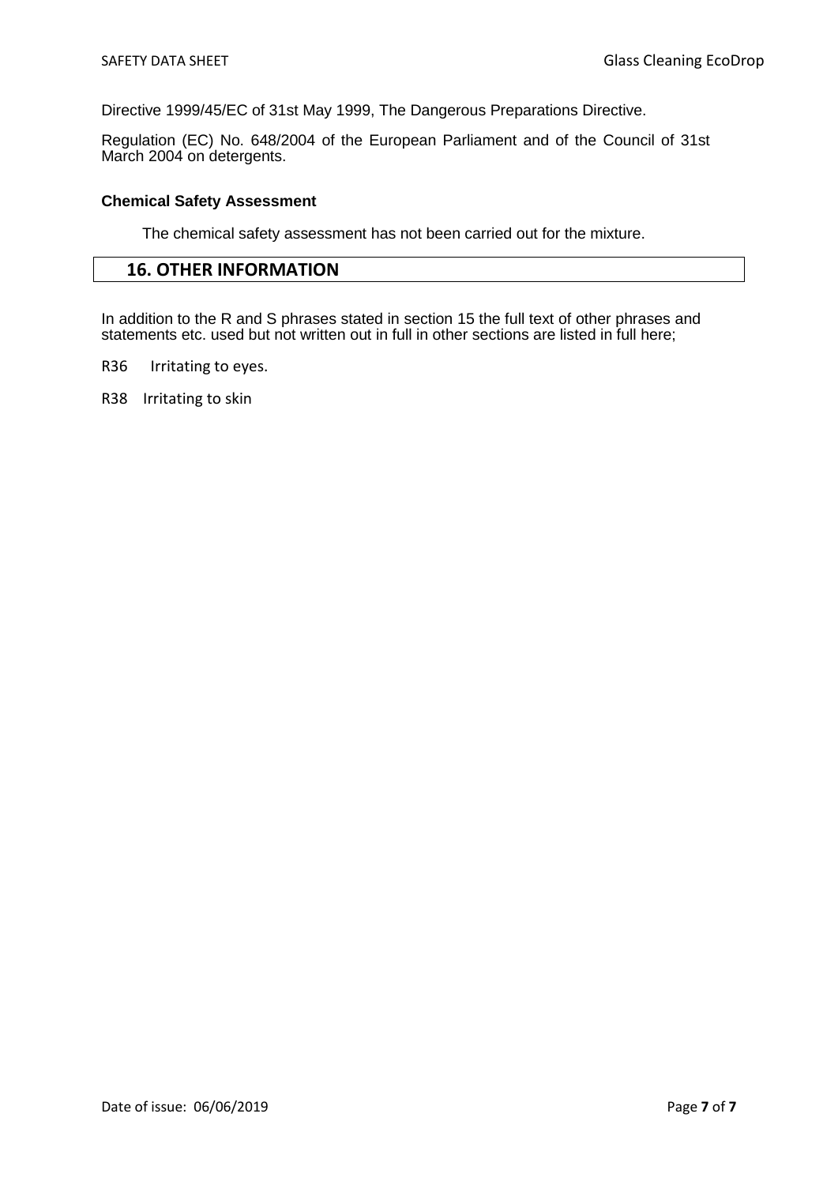Directive 1999/45/EC of 31st May 1999, The Dangerous Preparations Directive.

Regulation (EC) No. 648/2004 of the European Parliament and of the Council of 31st March 2004 on detergents.

**Chemical Safety Assessment**

The chemical safety assessment has not been carried out for the mixture.

## 16. OTHER INFORMATION

In addition to the R and S phrases stated in section 15 the full text of other phrases and statements etc. used but not written out in full in other sections are listed in full here;

R36 Irritating to eyes.

R38 Irritating to skin